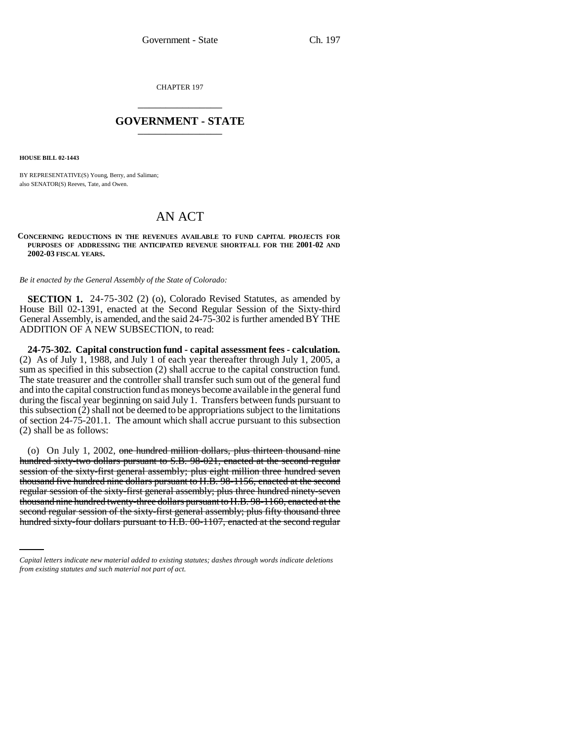CHAPTER 197

# GOVERNMENT - STATE

**HOUSE BILL 02-1443**

BY REPRESENTATIVE(S) Young, Berry, and Saliman;
also SENATOR(S) Reeves, Tate, and Owen.

# AN ACT

**CONCERNING REDUCTIONS IN THE REVENUES AVAILABLE TO FUND CAPITAL PROJECTS FOR PURPOSES OF ADDRESSING THE ANTICIPATED REVENUE SHORTFALL FOR THE 2001-02 AND 2002-03 FISCAL YEARS.**

*Be it enacted by the General Assembly of the State of Colorado:*

**SECTION 1.** 24-75-302 (2) (o), Colorado Revised Statutes, as amended by House Bill 02-1391, enacted at the Second Regular Session of the Sixty-third General Assembly, is amended, and the said 24-75-302 is further amended BY THE ADDITION OF A NEW SUBSECTION, to read:

**24-75-302. Capital construction fund - capital assessment fees - calculation.** (2) As of July 1, 1988, and July 1 of each year thereafter through July 1, 2005, a sum as specified in this subsection (2) shall accrue to the capital construction fund. The state treasurer and the controller shall transfer such sum out of the general fund and into the capital construction fund as moneys become available in the general fund during the fiscal year beginning on said July 1. Transfers between funds pursuant to this subsection (2) shall not be deemed to be appropriations subject to the limitations of section 24-75-201.1. The amount which shall accrue pursuant to this subsection (2) shall be as follows:

(o) On July 1, 2002, ~~one hundred million dollars, plus thirteen thousand nine hundred sixty-two dollars pursuant to S.B. 98-021, enacted at the second regular session of the sixty-first general assembly; plus eight million three hundred seven thousand five hundred nine dollars pursuant to H.B. 98-1156, enacted at the second regular session of the sixty-first general assembly; plus three hundred ninety-seven thousand nine hundred twenty-three dollars pursuant to H.B. 98-1160, enacted at the second regular session of the sixty-first general assembly; plus fifty thousand three hundred sixty-four dollars pursuant to H.B. 00-1107, enacted at the second regular~~

*Capital letters indicate new material added to existing statutes; dashes through words indicate deletions from existing statutes and such material not part of act.*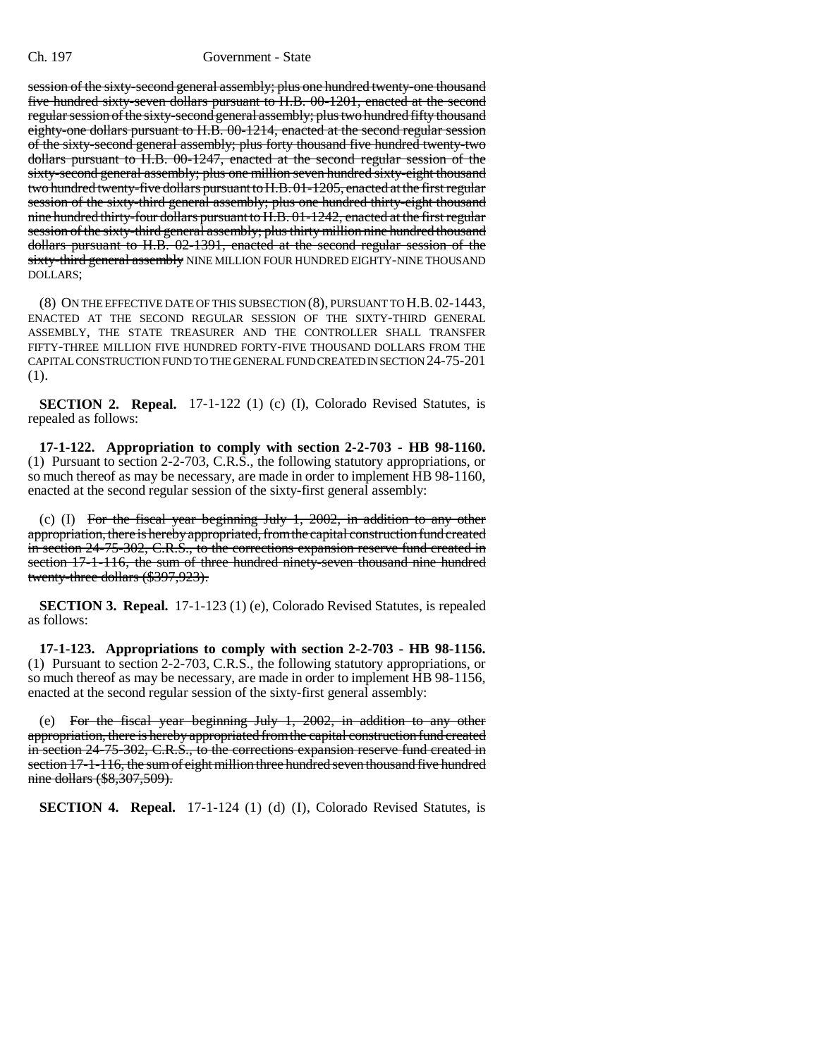session of the sixty-second general assembly; plus one hundred twenty-one thousand five hundred sixty-seven dollars pursuant to H.B. 00-1201, enacted at the second regular session of the sixty-second general assembly; plus two hundred fifty thousand eighty-one dollars pursuant to H.B. 00-1214, enacted at the second regular session of the sixty-second general assembly; plus forty thousand five hundred twenty-two dollars pursuant to H.B. 00-1247, enacted at the second regular session of the sixty-second general assembly; plus one million seven hundred sixty-eight thousand two hundred twenty-five dollars pursuant to H.B. 01-1205, enacted at the first regular session of the sixty-third general assembly; plus one hundred thirty-eight thousand nine hundred thirty-four dollars pursuant to H.B. 01-1242, enacted at the first regular session of the sixty-third general assembly; plus thirty million nine hundred thousand dollars pursuant to H.B. 02-1391, enacted at the second regular session of the sixty-third general assembly NINE MILLION FOUR HUNDRED EIGHTY-NINE THOUSAND DOLLARS;

(8) ON THE EFFECTIVE DATE OF THIS SUBSECTION (8), PURSUANT TO H.B. 02-1443, ENACTED AT THE SECOND REGULAR SESSION OF THE SIXTY-THIRD GENERAL ASSEMBLY, THE STATE TREASURER AND THE CONTROLLER SHALL TRANSFER FIFTY-THREE MILLION FIVE HUNDRED FORTY-FIVE THOUSAND DOLLARS FROM THE CAPITAL CONSTRUCTION FUND TO THE GENERAL FUND CREATED IN SECTION 24-75-201 (1).

**SECTION 2. Repeal.** 17-1-122 (1) (c) (I), Colorado Revised Statutes, is repealed as follows:

**17-1-122. Appropriation to comply with section 2-2-703 - HB 98-1160.** (1) Pursuant to section 2-2-703, C.R.S., the following statutory appropriations, or so much thereof as may be necessary, are made in order to implement HB 98-1160, enacted at the second regular session of the sixty-first general assembly:

(c) (I) For the fiscal year beginning July 1, 2002, in addition to any other appropriation, there is hereby appropriated, from the capital construction fund created in section 24-75-302, C.R.S., to the corrections expansion reserve fund created in section 17-1-116, the sum of three hundred ninety-seven thousand nine hundred twenty-three dollars ($397,923).

**SECTION 3. Repeal.** 17-1-123 (1) (e), Colorado Revised Statutes, is repealed as follows:

**17-1-123. Appropriations to comply with section 2-2-703 - HB 98-1156.** (1) Pursuant to section 2-2-703, C.R.S., the following statutory appropriations, or so much thereof as may be necessary, are made in order to implement HB 98-1156, enacted at the second regular session of the sixty-first general assembly:

(e) For the fiscal year beginning July 1, 2002, in addition to any other appropriation, there is hereby appropriated from the capital construction fund created in section 24-75-302, C.R.S., to the corrections expansion reserve fund created in section 17-1-116, the sum of eight million three hundred seven thousand five hundred nine dollars ($8,307,509).

**SECTION 4. Repeal.** 17-1-124 (1) (d) (I), Colorado Revised Statutes, is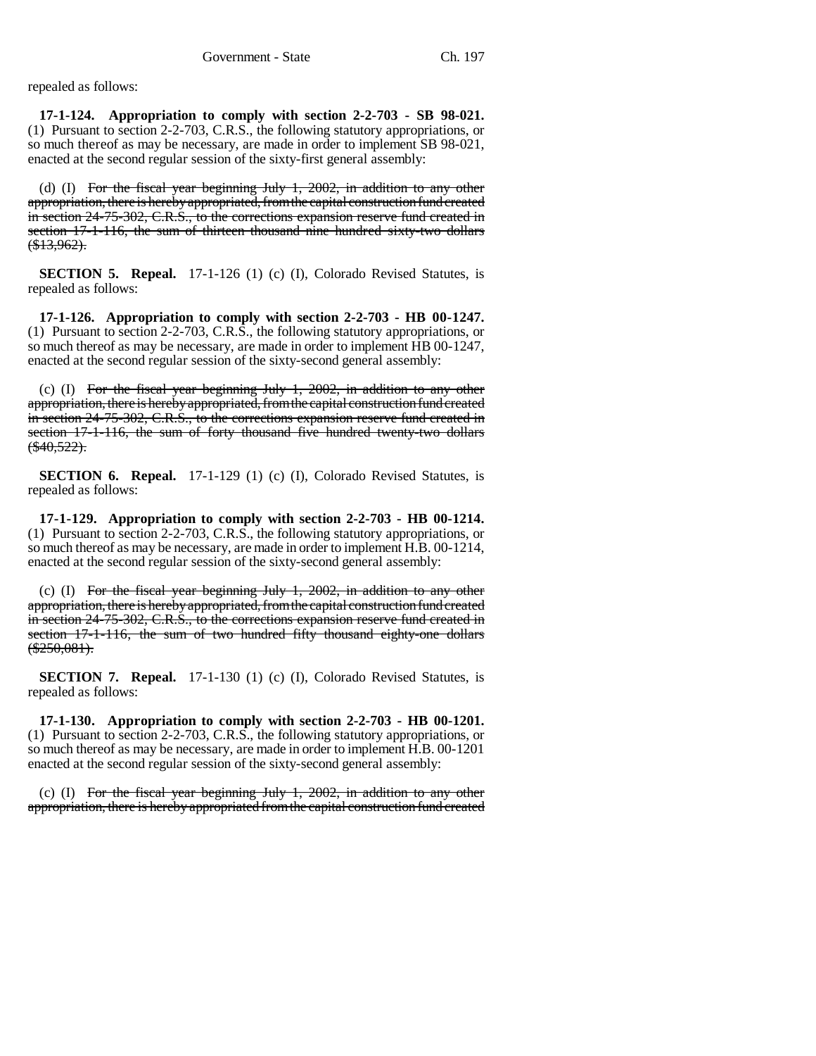repealed as follows:

**17-1-124. Appropriation to comply with section 2-2-703 - SB 98-021.** (1) Pursuant to section 2-2-703, C.R.S., the following statutory appropriations, or so much thereof as may be necessary, are made in order to implement SB 98-021, enacted at the second regular session of the sixty-first general assembly:

(d) (I) ~~For the fiscal year beginning July 1, 2002, in addition to any other appropriation, there is hereby appropriated, from the capital construction fund created in section 24-75-302, C.R.S., to the corrections expansion reserve fund created in section 17-1-116, the sum of thirteen thousand nine hundred sixty-two dollars ($13,962).~~

**SECTION 5. Repeal.** 17-1-126 (1) (c) (I), Colorado Revised Statutes, is repealed as follows:

**17-1-126. Appropriation to comply with section 2-2-703 - HB 00-1247.** (1) Pursuant to section 2-2-703, C.R.S., the following statutory appropriations, or so much thereof as may be necessary, are made in order to implement HB 00-1247, enacted at the second regular session of the sixty-second general assembly:

(c) (I) ~~For the fiscal year beginning July 1, 2002, in addition to any other appropriation, there is hereby appropriated, from the capital construction fund created in section 24-75-302, C.R.S., to the corrections expansion reserve fund created in section 17-1-116, the sum of forty thousand five hundred twenty-two dollars ($40,522).~~

**SECTION 6. Repeal.** 17-1-129 (1) (c) (I), Colorado Revised Statutes, is repealed as follows:

**17-1-129. Appropriation to comply with section 2-2-703 - HB 00-1214.** (1) Pursuant to section 2-2-703, C.R.S., the following statutory appropriations, or so much thereof as may be necessary, are made in order to implement H.B. 00-1214, enacted at the second regular session of the sixty-second general assembly:

(c) (I) ~~For the fiscal year beginning July 1, 2002, in addition to any other appropriation, there is hereby appropriated, from the capital construction fund created in section 24-75-302, C.R.S., to the corrections expansion reserve fund created in section 17-1-116, the sum of two hundred fifty thousand eighty-one dollars ($250,081).~~

**SECTION 7. Repeal.** 17-1-130 (1) (c) (I), Colorado Revised Statutes, is repealed as follows:

**17-1-130. Appropriation to comply with section 2-2-703 - HB 00-1201.** (1) Pursuant to section 2-2-703, C.R.S., the following statutory appropriations, or so much thereof as may be necessary, are made in order to implement H.B. 00-1201 enacted at the second regular session of the sixty-second general assembly:

(c) (I) ~~For the fiscal year beginning July 1, 2002, in addition to any other appropriation, there is hereby appropriated from the capital construction fund created~~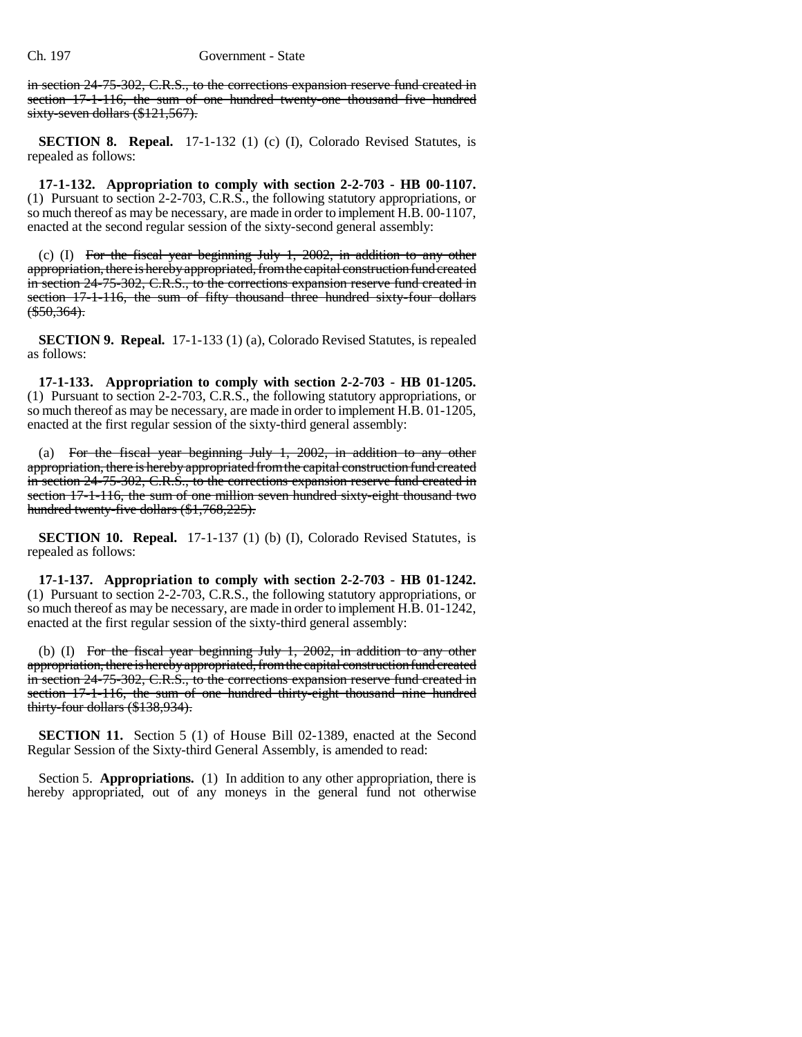in section 24-75-302, C.R.S., to the corrections expansion reserve fund created in section 17-1-116, the sum of one hundred twenty-one thousand five hundred sixty-seven dollars ($121,567).

**SECTION 8. Repeal.** 17-1-132 (1) (c) (I), Colorado Revised Statutes, is repealed as follows:

**17-1-132. Appropriation to comply with section 2-2-703 - HB 00-1107.** (1) Pursuant to section 2-2-703, C.R.S., the following statutory appropriations, or so much thereof as may be necessary, are made in order to implement H.B. 00-1107, enacted at the second regular session of the sixty-second general assembly:

(c) (I) For the fiscal year beginning July 1, 2002, in addition to any other appropriation, there is hereby appropriated, from the capital construction fund created in section 24-75-302, C.R.S., to the corrections expansion reserve fund created in section 17-1-116, the sum of fifty thousand three hundred sixty-four dollars ($50,364).

**SECTION 9. Repeal.** 17-1-133 (1) (a), Colorado Revised Statutes, is repealed as follows:

**17-1-133. Appropriation to comply with section 2-2-703 - HB 01-1205.** (1) Pursuant to section 2-2-703, C.R.S., the following statutory appropriations, or so much thereof as may be necessary, are made in order to implement H.B. 01-1205, enacted at the first regular session of the sixty-third general assembly:

(a) For the fiscal year beginning July 1, 2002, in addition to any other appropriation, there is hereby appropriated from the capital construction fund created in section 24-75-302, C.R.S., to the corrections expansion reserve fund created in section 17-1-116, the sum of one million seven hundred sixty-eight thousand two hundred twenty-five dollars ($1,768,225).

**SECTION 10. Repeal.** 17-1-137 (1) (b) (I), Colorado Revised Statutes, is repealed as follows:

**17-1-137. Appropriation to comply with section 2-2-703 - HB 01-1242.** (1) Pursuant to section 2-2-703, C.R.S., the following statutory appropriations, or so much thereof as may be necessary, are made in order to implement H.B. 01-1242, enacted at the first regular session of the sixty-third general assembly:

(b) (I) For the fiscal year beginning July 1, 2002, in addition to any other appropriation, there is hereby appropriated, from the capital construction fund created in section 24-75-302, C.R.S., to the corrections expansion reserve fund created in section 17-1-116, the sum of one hundred thirty-eight thousand nine hundred thirty-four dollars ($138,934).

**SECTION 11.** Section 5 (1) of House Bill 02-1389, enacted at the Second Regular Session of the Sixty-third General Assembly, is amended to read:

Section 5. **Appropriations.** (1) In addition to any other appropriation, there is hereby appropriated, out of any moneys in the general fund not otherwise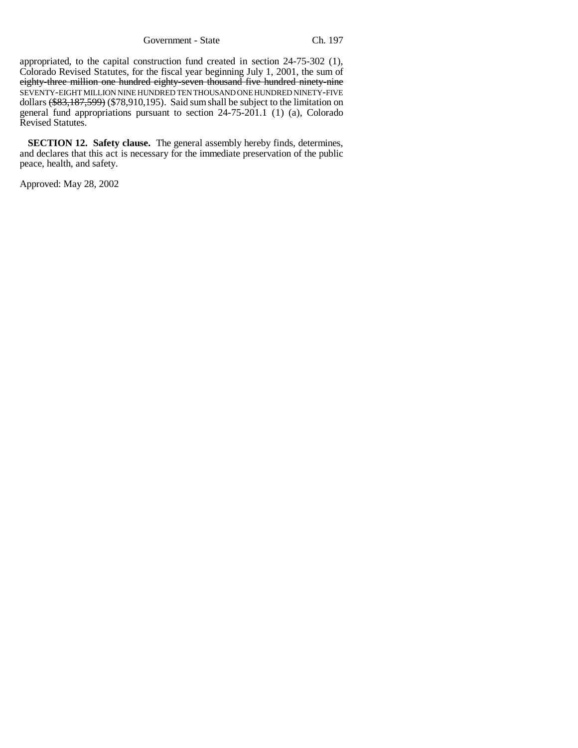appropriated, to the capital construction fund created in section 24-75-302 (1), Colorado Revised Statutes, for the fiscal year beginning July 1, 2001, the sum of ~~eighty-three million one hundred eighty-seven thousand five hundred ninety-nine~~ SEVENTY-EIGHT MILLION NINE HUNDRED TEN THOUSAND ONE HUNDRED NINETY-FIVE dollars ~~($83,187,599)~~ ($78,910,195). Said sum shall be subject to the limitation on general fund appropriations pursuant to section 24-75-201.1 (1) (a), Colorado Revised Statutes.

**SECTION 12. Safety clause.** The general assembly hereby finds, determines, and declares that this act is necessary for the immediate preservation of the public peace, health, and safety.

Approved: May 28, 2002